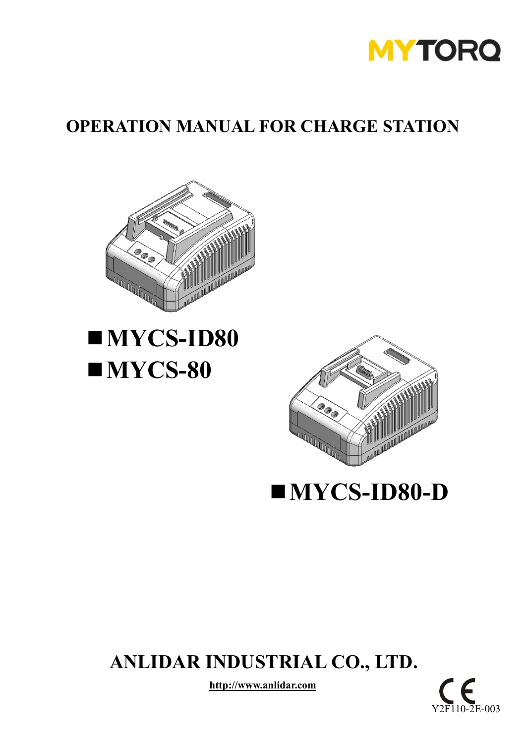MYTORQ

# OPERATION MANUAL FOR CHARGE STATION

- ■ **MYCS-ID80**
- ■ **MYCS-80**

- ■ **MYCS-ID80-D**

## ANLIDAR INDUSTRIAL CO., LTD.

http://www.anlidar.com

CE

Y2F110-2E-003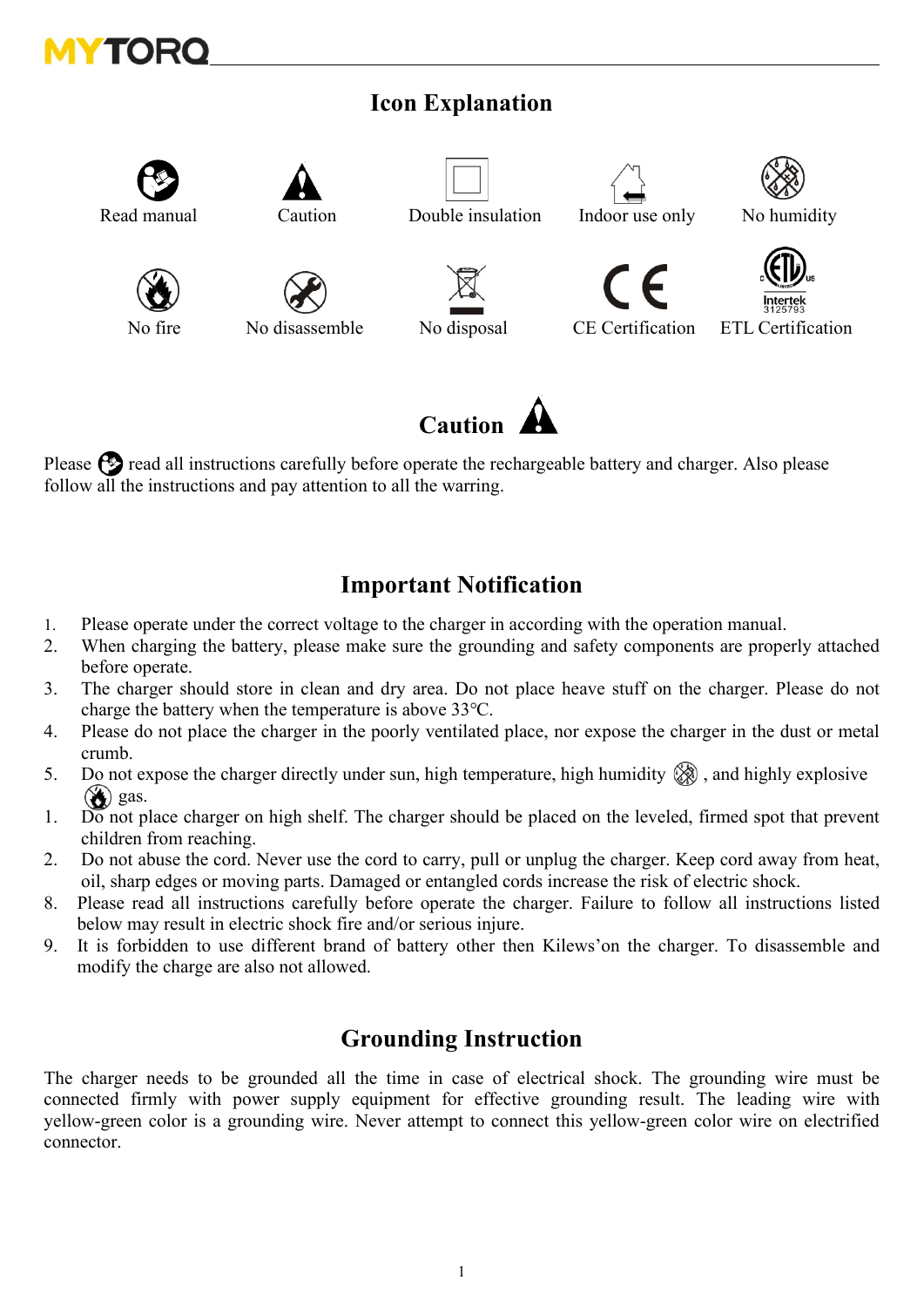# Icon Explanation

| Read manual | Caution | Double insulation | Indoor use only | No humidity |
|---|---|---|---|---|
| No fire | No disassemble | No disposal | CE Certification | ETL Certification |

Intertek 3125793

## Caution

Please read all instructions carefully before operate the rechargeable battery and charger. Also please follow all the instructions and pay attention to all the warring.

## Important Notification

1. Please operate under the correct voltage to the charger in according with the operation manual.
2. When charging the battery, please make sure the grounding and safety components are properly attached before operate.
3. The charger should store in clean and dry area. Do not place heave stuff on the charger. Please do not charge the battery when the temperature is above 33℃.
4. Please do not place the charger in the poorly ventilated place, nor expose the charger in the dust or metal crumb.
5. Do not expose the charger directly under sun, high temperature, high humidity , and highly explosive gas.
1. Do not place charger on high shelf. The charger should be placed on the leveled, firmed spot that prevent children from reaching.
2. Do not abuse the cord. Never use the cord to carry, pull or unplug the charger. Keep cord away from heat, oil, sharp edges or moving parts. Damaged or entangled cords increase the risk of electric shock.
8. Please read all instructions carefully before operate the charger. Failure to follow all instructions listed below may result in electric shock fire and/or serious injure.
9. It is forbidden to use different brand of battery other then Kilews'on the charger. To disassemble and modify the charge are also not allowed.

## Grounding Instruction

The charger needs to be grounded all the time in case of electrical shock. The grounding wire must be connected firmly with power supply equipment for effective grounding result. The leading wire with yellow-green color is a grounding wire. Never attempt to connect this yellow-green color wire on electrified connector.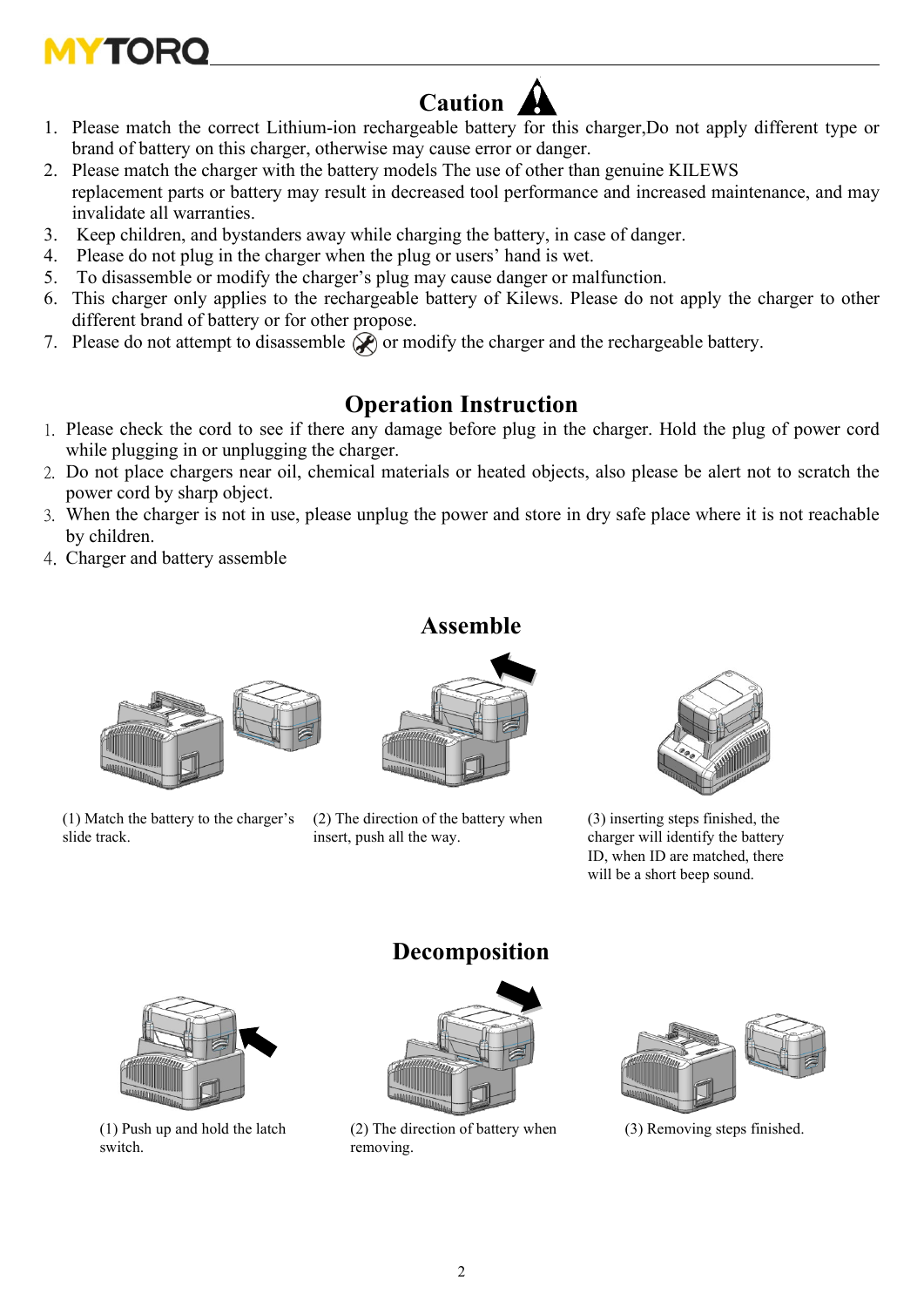## Caution

1. Please match the correct Lithium-ion rechargeable battery for this charger,Do not apply different type or brand of battery on this charger, otherwise may cause error or danger.
2. Please match the charger with the battery models The use of other than genuine KILEWS replacement parts or battery may result in decreased tool performance and increased maintenance, and may invalidate all warranties.
3. Keep children, and bystanders away while charging the battery, in case of danger.
4. Please do not plug in the charger when the plug or users' hand is wet.
5. To disassemble or modify the charger's plug may cause danger or malfunction.
6. This charger only applies to the rechargeable battery of Kilews. Please do not apply the charger to other different brand of battery or for other propose.
7. Please do not attempt to disassemble or modify the charger and the rechargeable battery.

## Operation Instruction

1. Please check the cord to see if there any damage before plug in the charger. Hold the plug of power cord while plugging in or unplugging the charger.
2. Do not place chargers near oil, chemical materials or heated objects, also please be alert not to scratch the power cord by sharp object.
3. When the charger is not in use, please unplug the power and store in dry safe place where it is not reachable by children.
4. Charger and battery assemble

## Assemble

(1) Match the battery to the charger's slide track.

(2) The direction of the battery when insert, push all the way.

(3) inserting steps finished, the charger will identify the battery ID, when ID are matched, there will be a short beep sound.

## Decomposition

(1) Push up and hold the latch switch.

(2) The direction of battery when removing.

(3) Removing steps finished.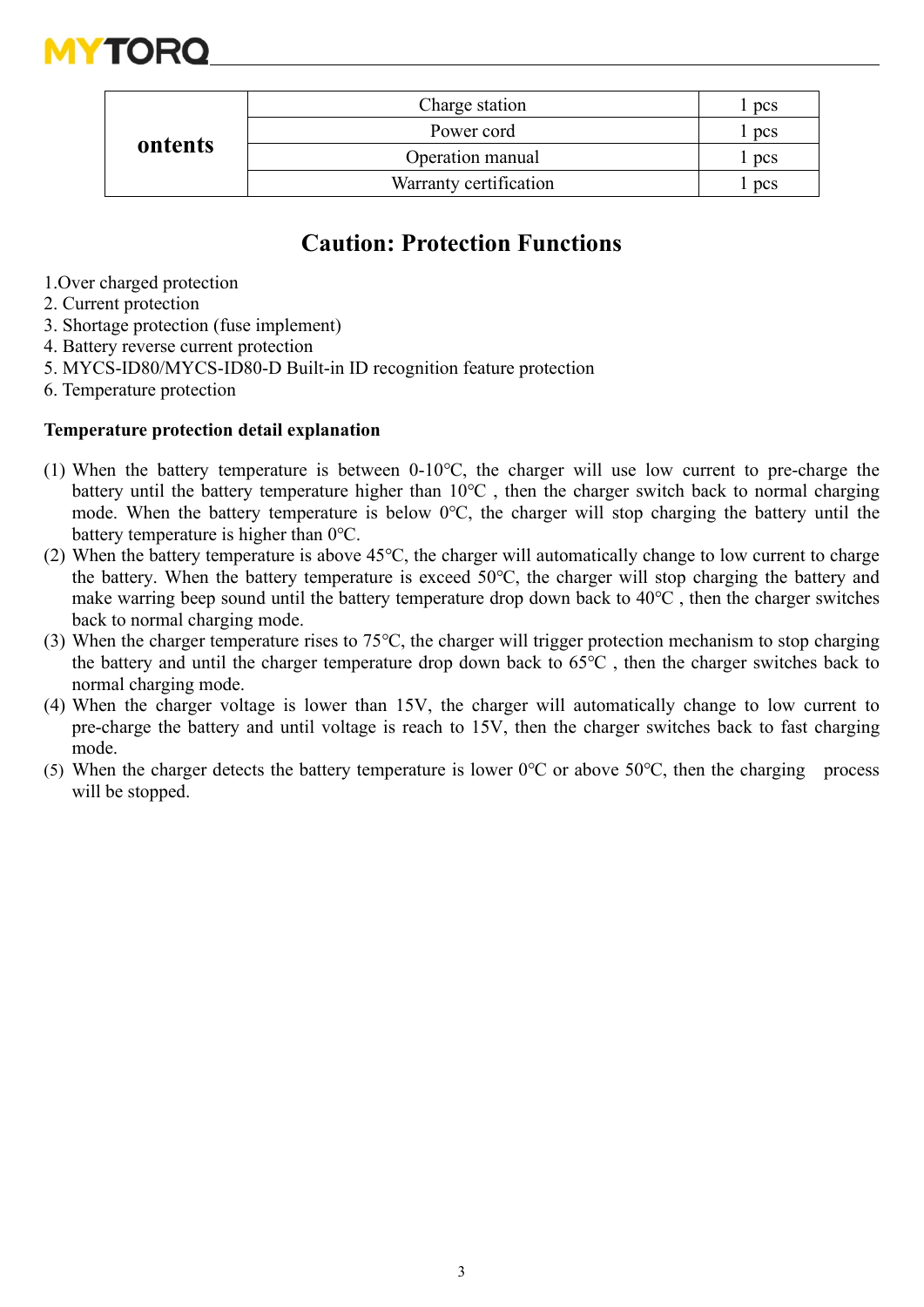| ontents | Charge station | 1 pcs |
|---|---|---|
| | Power cord | 1 pcs |
| | Operation manual | 1 pcs |
| | Warranty certification | 1 pcs |

## Caution: Protection Functions

1.Over charged protection
2. Current protection
3. Shortage protection (fuse implement)
4. Battery reverse current protection
5. MYCS-ID80/MYCS-ID80-D Built-in ID recognition feature protection
6. Temperature protection

**Temperature protection detail explanation**

(1) When the battery temperature is between 0-10°C, the charger will use low current to pre-charge the battery until the battery temperature higher than 10°C , then the charger switch back to normal charging mode. When the battery temperature is below 0°C, the charger will stop charging the battery until the battery temperature is higher than 0°C.
(2) When the battery temperature is above 45°C, the charger will automatically change to low current to charge the battery. When the battery temperature is exceed 50°C, the charger will stop charging the battery and make warring beep sound until the battery temperature drop down back to 40°C , then the charger switches back to normal charging mode.
(3) When the charger temperature rises to 75°C, the charger will trigger protection mechanism to stop charging the battery and until the charger temperature drop down back to 65°C , then the charger switches back to normal charging mode.
(4) When the charger voltage is lower than 15V, the charger will automatically change to low current to pre-charge the battery and until voltage is reach to 15V, then the charger switches back to fast charging mode.
(5) When the charger detects the battery temperature is lower 0°C or above 50°C, then the charging process will be stopped.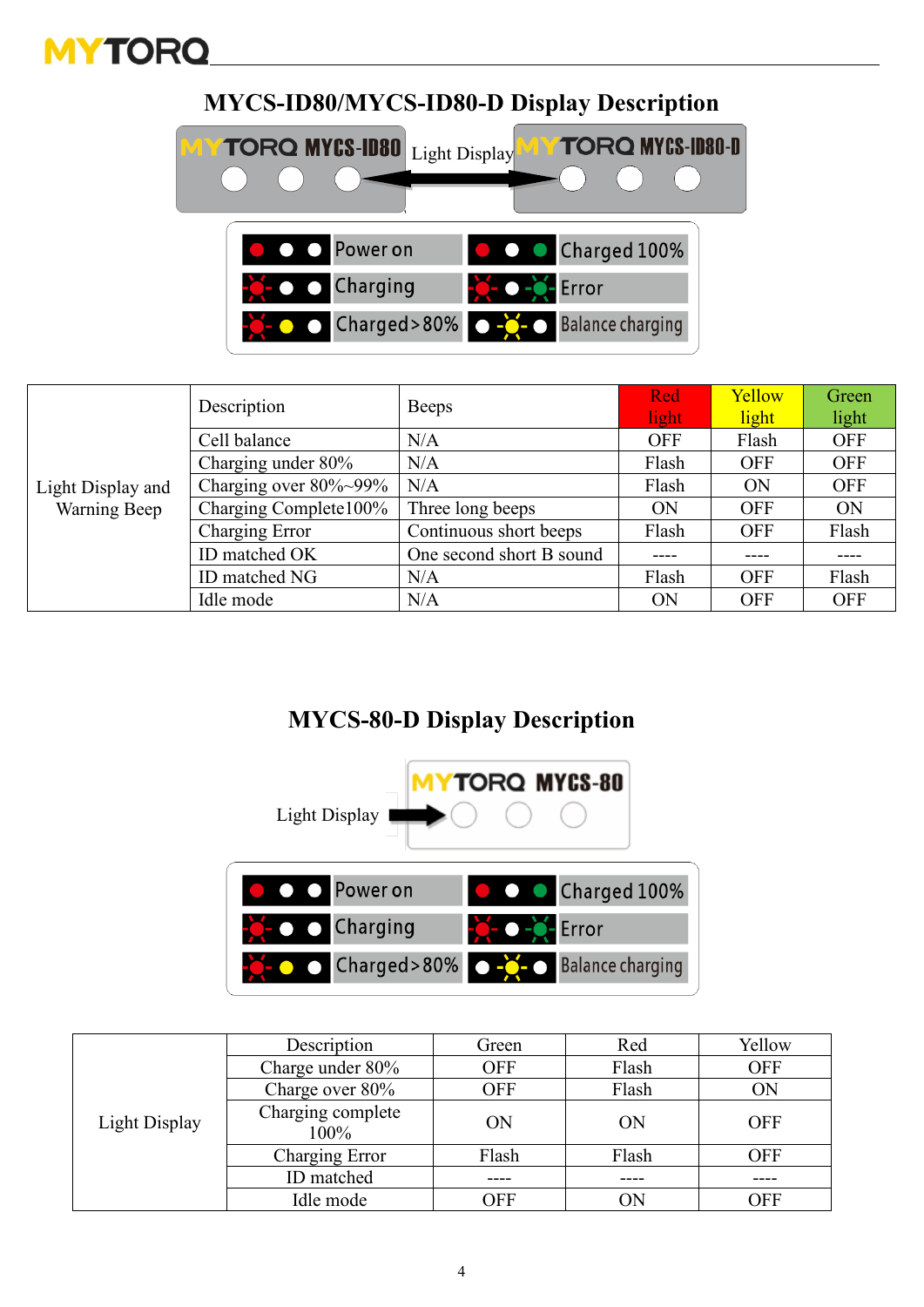## MYCS-ID80/MYCS-ID80-D Display Description

MYTORQ MYCS-ID80 — Light Display — MYTORQ MYCS-ID80-D

Power on | Charged 100%
Charging | Error
Charged>80% | Balance charging

| Light Display and Warning Beep | Description | Beeps | Red light | Yellow light | Green light |
|---|---|---|---|---|---|
| | Cell balance | N/A | OFF | Flash | OFF |
| | Charging under 80% | N/A | Flash | OFF | OFF |
| | Charging over 80%~99% | N/A | Flash | ON | OFF |
| | Charging Complete100% | Three long beeps | ON | OFF | ON |
| | Charging Error | Continuous short beeps | Flash | OFF | Flash |
| | ID matched OK | One second short B sound | ---- | ---- | ---- |
| | ID matched NG | N/A | Flash | OFF | Flash |
| | Idle mode | N/A | ON | OFF | OFF |

## MYCS-80-D Display Description

Light Display — MYTORQ MYCS-80

Power on | Charged 100%
Charging | Error
Charged>80% | Balance charging

| Light Display | Description | Green | Red | Yellow |
|---|---|---|---|---|
| | Charge under 80% | OFF | Flash | OFF |
| | Charge over 80% | OFF | Flash | ON |
| | Charging complete 100% | ON | ON | OFF |
| | Charging Error | Flash | Flash | OFF |
| | ID matched | ---- | ---- | ---- |
| | Idle mode | OFF | ON | OFF |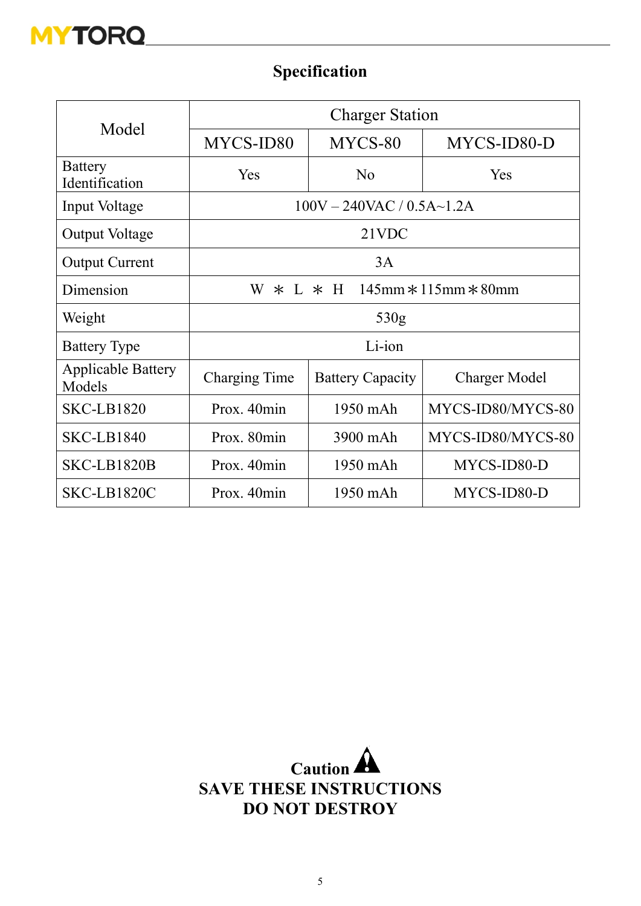# Specification

| Model | Charger Station | | |
|---|---|---|---|
| | MYCS-ID80 | MYCS-80 | MYCS-ID80-D |
| Battery Identification | Yes | No | Yes |
| Input Voltage | 100V – 240VAC / 0.5A~1.2A | | |
| Output Voltage | 21VDC | | |
| Output Current | 3A | | |
| Dimension | W ＊ L ＊ H  145mm＊115mm＊80mm | | |
| Weight | 530g | | |
| Battery Type | Li-ion | | |
| Applicable Battery Models | Charging Time | Battery Capacity | Charger Model |
| SKC-LB1820 | Prox. 40min | 1950 mAh | MYCS-ID80/MYCS-80 |
| SKC-LB1840 | Prox. 80min | 3900 mAh | MYCS-ID80/MYCS-80 |
| SKC-LB1820B | Prox. 40min | 1950 mAh | MYCS-ID80-D |
| SKC-LB1820C | Prox. 40min | 1950 mAh | MYCS-ID80-D |

**Caution**

**SAVE THESE INSTRUCTIONS**

**DO NOT DESTROY**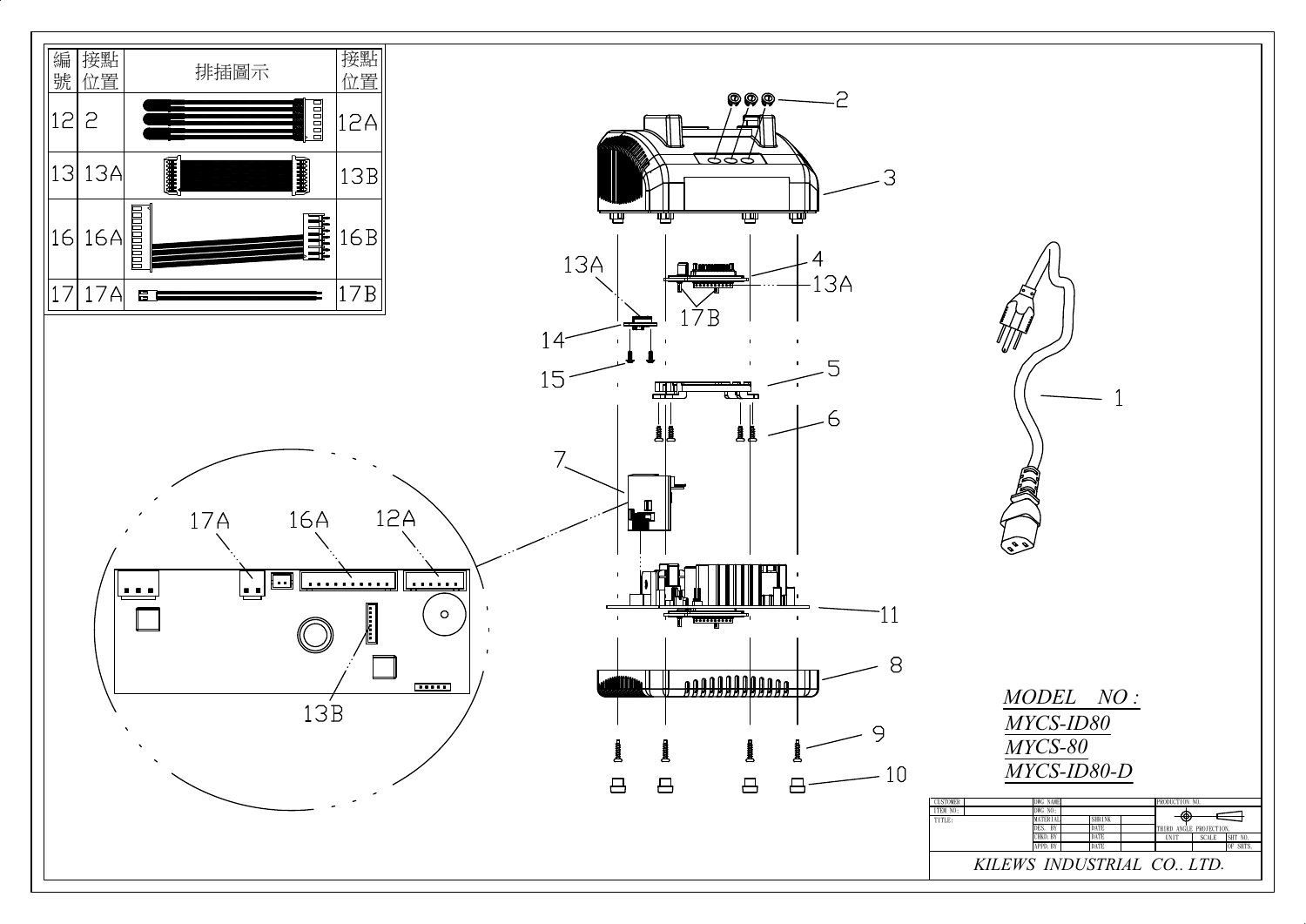| 編號 | 接點位置 | 排插圖示 | 接點位置 |
|---|---|---|---|
| 12 | 2 | | 12A |
| 13 | 13A | | 13B |
| 16 | 16A | | 16B |
| 17 | 17A | | 17B |

2

3

4

13A

13A

17B

14

15

5

6

7

17A 16A 12A

13B

11

8

9

10

1

*MODEL NO :*

*MYCS-ID80*

*MYCS-80*

*MYCS-ID80-D*

| CUSTOMER | | DWG NAME | | | PRODUCTION NO. | | |
|---|---|---|---|---|---|---|---|
| ITEM NO: | | DWG NO: | | | | | |
| TITLE: | | MATERIAL | SHRINK | | THIRD ANGLE PROJECTION | | |
| | | DES. BY | DATE | | UNIT | SCALE | SHT NO. |
| | | CHKD. BY | DATE | | | | |
| | | APPD. BY | DATE | | | | OF SHTS. |

*KILEWS INDUSTRIAL CO., LTD.*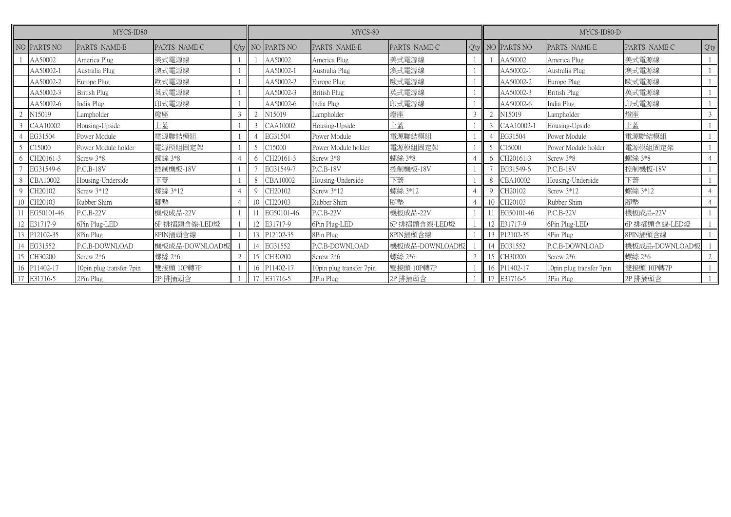| MYCS-ID80 | | | | | MYCS-80 | | | | | MYCS-ID80-D | | | | |
|---|---|---|---|---|---|---|---|---|---|---|---|---|---|---|
| NO | PARTS NO | PARTS NAME-E | PARTS NAME-C | Q'ty | NO | PARTS NO | PARTS NAME-E | PARTS NAME-C | Q'ty | NO | PARTS NO | PARTS NAME-E | PARTS NAME-C | Q'ty |
| 1 | AA50002 | America Plug | 美式電源線 | 1 | 1 | AA50002 | America Plug | 美式電源線 | 1 | 1 | AA50002 | America Plug | 美式電源線 | 1 |
| | AA50002-1 | Australia Plug | 澳式電源線 | 1 | | AA50002-1 | Australia Plug | 澳式電源線 | 1 | | AA50002-1 | Australia Plug | 澳式電源線 | 1 |
| | AA50002-2 | Europe Plug | 歐式電源線 | 1 | | AA50002-2 | Europe Plug | 歐式電源線 | 1 | | AA50002-2 | Europe Plug | 歐式電源線 | 1 |
| | AA50002-3 | British Plug | 英式電源線 | 1 | | AA50002-3 | British Plug | 英式電源線 | 1 | | AA50002-3 | British Plug | 英式電源線 | 1 |
| | AA50002-6 | India Plug | 印式電源線 | 1 | | AA50002-6 | India Plug | 印式電源線 | 1 | | AA50002-6 | India Plug | 印式電源線 | 1 |
| 2 | N15019 | Lampholder | 燈座 | 3 | 2 | N15019 | Lampholder | 燈座 | 3 | 2 | N15019 | Lampholder | 燈座 | 3 |
| 3 | CAA10002 | Housing-Upside | 上蓋 | 1 | 3 | CAA10002 | Housing-Upside | 上蓋 | 1 | 3 | CAA10002-1 | Housing-Upside | 上蓋 | 1 |
| 4 | EG31504 | Power Module | 電源聯結模組 | 1 | 4 | EG31504 | Power Module | 電源聯結模組 | 1 | 4 | EG31504 | Power Module | 電源聯結模組 | 1 |
| 5 | C15000 | Power Module holder | 電源模組固定架 | 1 | 5 | C15000 | Power Module holder | 電源模組固定架 | 1 | 5 | C15000 | Power Module holder | 電源模組固定架 | 1 |
| 6 | CH20161-3 | Screw 3*8 | 螺絲 3*8 | 4 | 6 | CH20161-3 | Screw 3*8 | 螺絲 3*8 | 4 | 6 | CH20161-3 | Screw 3*8 | 螺絲 3*8 | 4 |
| 7 | EG31549-6 | P.C.B-18V | 控制機板-18V | 1 | 7 | EG31549-7 | P.C.B-18V | 控制機板-18V | 1 | 7 | EG31549-6 | P.C.B-18V | 控制機板-18V | 1 |
| 8 | CBA10002 | Housing-Underside | 下蓋 | 1 | 8 | CBA10002 | Housing-Underside | 下蓋 | 1 | 8 | CBA10002 | Housing-Underside | 下蓋 | 1 |
| 9 | CH20102 | Screw 3*12 | 螺絲 3*12 | 4 | 9 | CH20102 | Screw 3*12 | 螺絲 3*12 | 4 | 9 | CH20102 | Screw 3*12 | 螺絲 3*12 | 4 |
| 10 | CH20103 | Rubber Shim | 腳墊 | 4 | 10 | CH20103 | Rubber Shim | 腳墊 | 4 | 10 | CH20103 | Rubber Shim | 腳墊 | 4 |
| 11 | EG50101-46 | P.C.B-22V | 機板成品-22V | 1 | 11 | EG50101-46 | P.C.B-22V | 機板成品-22V | 1 | 11 | EG50101-46 | P.C.B-22V | 機板成品-22V | 1 |
| 12 | E31717-9 | 6Pin Plug-LED | 6P 排插頭含線-LED燈 | 1 | 12 | E31717-9 | 6Pin Plug-LED | 6P 排插頭含線-LED燈 | 1 | 12 | E31717-9 | 6Pin Plug-LED | 6P 排插頭含線-LED燈 | 1 |
| 13 | P12102-35 | 8Pin Plug | 8PIN插頭含線 | 1 | 13 | P12102-35 | 8Pin Plug | 8PIN插頭含線 | 1 | 13 | P12102-35 | 8Pin Plug | 8PIN插頭含線 | 1 |
| 14 | EG31552 | P.C.B-DOWNLOAD | 機板成品-DOWNLOAD板 | 1 | 14 | EG31552 | P.C.B-DOWNLOAD | 機板成品-DOWNLOAD板 | 1 | 14 | EG31552 | P.C.B-DOWNLOAD | 機板成品-DOWNLOAD板 | 1 |
| 15 | CH30200 | Screw 2*6 | 螺絲 2*6 | 2 | 15 | CH30200 | Screw 2*6 | 螺絲 2*6 | 2 | 15 | CH30200 | Screw 2*6 | 螺絲 2*6 | 2 |
| 16 | P11402-17 | 10pin plug transfer 7pin | 雙接頭 10P轉7P | 1 | 16 | P11402-17 | 10pin plug transfer 7pin | 雙接頭 10P轉7P | 1 | 16 | P11402-17 | 10pin plug transfer 7pin | 雙接頭 10P轉7P | 1 |
| 17 | E31716-5 | 2Pin Plug | 2P 排插頭含 | 1 | 17 | E31716-5 | 2Pin Plug | 2P 排插頭含 | 1 | 17 | E31716-5 | 2Pin Plug | 2P 排插頭含 | 1 |